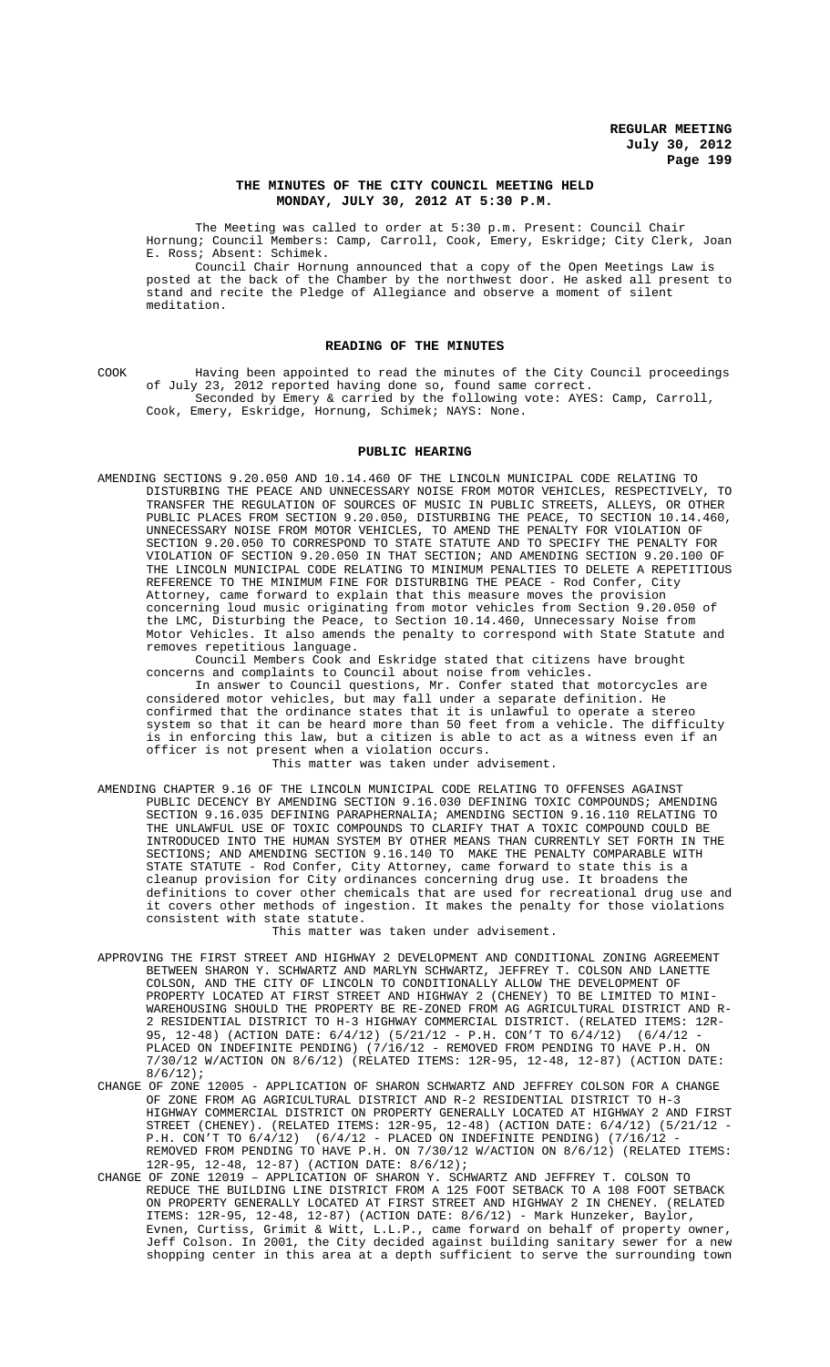**THE MINUTES OF THE CITY COUNCIL MEETING HELD MONDAY, JULY 30, 2012 AT 5:30 P.M.**

The Meeting was called to order at 5:30 p.m. Present: Council Chair Hornung; Council Members: Camp, Carroll, Cook, Emery, Eskridge; City Clerk, Joan E. Ross; Absent: Schimek.

Council Chair Hornung announced that a copy of the Open Meetings Law is posted at the back of the Chamber by the northwest door. He asked all present to stand and recite the Pledge of Allegiance and observe a moment of silent meditation.

## READING OF THE MINUTES

COOK Having been appointed to read the minutes of the City Council proceedings of July 23, 2012 reported having done so, found same correct.

Seconded by Emery & carried by the following vote: AYES: Camp, Carroll, Cook, Emery, Eskridge, Hornung, Schimek; NAYS: None.

## PUBLIC HEARING

AMENDING SECTIONS 9.20.050 AND 10.14.460 OF THE LINCOLN MUNICIPAL CODE RELATING TO DISTURBING THE PEACE AND UNNECESSARY NOISE FROM MOTOR VEHICLES, RESPECTIVELY, TO TRANSFER THE REGULATION OF SOURCES OF MUSIC IN PUBLIC STREETS, ALLEYS, OR OTHER PUBLIC PLACES FROM SECTION 9.20.050, DISTURBING THE PEACE, TO SECTION 10.14.460, UNNECESSARY NOISE FROM MOTOR VEHICLES, TO AMEND THE PENALTY FOR VIOLATION OF SECTION 9.20.050 TO CORRESPOND TO STATE STATUTE AND TO SPECIFY THE PENALTY FOR VIOLATION OF SECTION 9.20.050 IN THAT SECTION; AND AMENDING SECTION 9.20.100 OF THE LINCOLN MUNICIPAL CODE RELATING TO MINIMUM PENALTIES TO DELETE A REPETITIOUS REFERENCE TO THE MINIMUM FINE FOR DISTURBING THE PEACE - Rod Confer, City Attorney, came forward to explain that this measure moves the provision concerning loud music originating from motor vehicles from Section 9.20.050 of the LMC, Disturbing the Peace, to Section 10.14.460, Unnecessary Noise from Motor Vehicles. It also amends the penalty to correspond with State Statute and removes repetitious language.

Council Members Cook and Eskridge stated that citizens have brought concerns and complaints to Council about noise from vehicles.

In answer to Council questions, Mr. Confer stated that motorcycles are considered motor vehicles, but may fall under a separate definition. He confirmed that the ordinance states that it is unlawful to operate a stereo system so that it can be heard more than 50 feet from a vehicle. The difficulty is in enforcing this law, but a citizen is able to act as a witness even if an officer is not present when a violation occurs.

This matter was taken under advisement.

AMENDING CHAPTER 9.16 OF THE LINCOLN MUNICIPAL CODE RELATING TO OFFENSES AGAINST PUBLIC DECENCY BY AMENDING SECTION 9.16.030 DEFINING TOXIC COMPOUNDS; AMENDING SECTION 9.16.035 DEFINING PARAPHERNALIA; AMENDING SECTION 9.16.110 RELATING TO THE UNLAWFUL USE OF TOXIC COMPOUNDS TO CLARIFY THAT A TOXIC COMPOUND COULD BE INTRODUCED INTO THE HUMAN SYSTEM BY OTHER MEANS THAN CURRENTLY SET FORTH IN THE SECTIONS; AND AMENDING SECTION 9.16.140 TO MAKE THE PENALTY COMPARABLE WITH STATE STATUTE - Rod Confer, City Attorney, came forward to state this is a cleanup provision for City ordinances concerning drug use. It broadens the definitions to cover other chemicals that are used for recreational drug use and it covers other methods of ingestion. It makes the penalty for those violations consistent with state statute.

This matter was taken under advisement.

APPROVING THE FIRST STREET AND HIGHWAY 2 DEVELOPMENT AND CONDITIONAL ZONING AGREEMENT BETWEEN SHARON Y. SCHWARTZ AND MARLYN SCHWARTZ, JEFFREY T. COLSON AND LANETTE COLSON, AND THE CITY OF LINCOLN TO CONDITIONALLY ALLOW THE DEVELOPMENT OF PROPERTY LOCATED AT FIRST STREET AND HIGHWAY 2 (CHENEY) TO BE LIMITED TO MINI-WAREHOUSING SHOULD THE PROPERTY BE RE-ZONED FROM AG AGRICULTURAL DISTRICT AND R-2 RESIDENTIAL DISTRICT TO H-3 HIGHWAY COMMERCIAL DISTRICT. (RELATED ITEMS: 12R-95, 12-48) (ACTION DATE: 6/4/12) (5/21/12 - P.H. CON'T TO 6/4/12) (6/4/12 - PLACED ON INDEFINITE PENDING) (7/16/12 - REMOVED FROM PENDING TO HAVE P.H. ON 7/30/12 W/ACTION ON 8/6/12) (RELATED ITEMS: 12R-95, 12-48, 12-87) (ACTION DATE: 8/6/12);

CHANGE OF ZONE 12005 - APPLICATION OF SHARON SCHWARTZ AND JEFFREY COLSON FOR A CHANGE OF ZONE FROM AG AGRICULTURAL DISTRICT AND R-2 RESIDENTIAL DISTRICT TO H-3 HIGHWAY COMMERCIAL DISTRICT ON PROPERTY GENERALLY LOCATED AT HIGHWAY 2 AND FIRST STREET (CHENEY). (RELATED ITEMS: 12R-95, 12-48) (ACTION DATE: 6/4/12) (5/21/12 - P.H. CON'T TO 6/4/12) (6/4/12 - PLACED ON INDEFINITE PENDING) (7/16/12 - REMOVED FROM PENDING TO HAVE P.H. ON 7/30/12 W/ACTION ON 8/6/12) (RELATED ITEMS: 12R-95, 12-48, 12-87) (ACTION DATE: 8/6/12);

CHANGE OF ZONE 12019 – APPLICATION OF SHARON Y. SCHWARTZ AND JEFFREY T. COLSON TO REDUCE THE BUILDING LINE DISTRICT FROM A 125 FOOT SETBACK TO A 108 FOOT SETBACK ON PROPERTY GENERALLY LOCATED AT FIRST STREET AND HIGHWAY 2 IN CHENEY. (RELATED ITEMS: 12R-95, 12-48, 12-87) (ACTION DATE: 8/6/12) - Mark Hunzeker, Baylor, Evnen, Curtiss, Grimit & Witt, L.L.P., came forward on behalf of property owner, Jeff Colson. In 2001, the City decided against building sanitary sewer for a new shopping center in this area at a depth sufficient to serve the surrounding town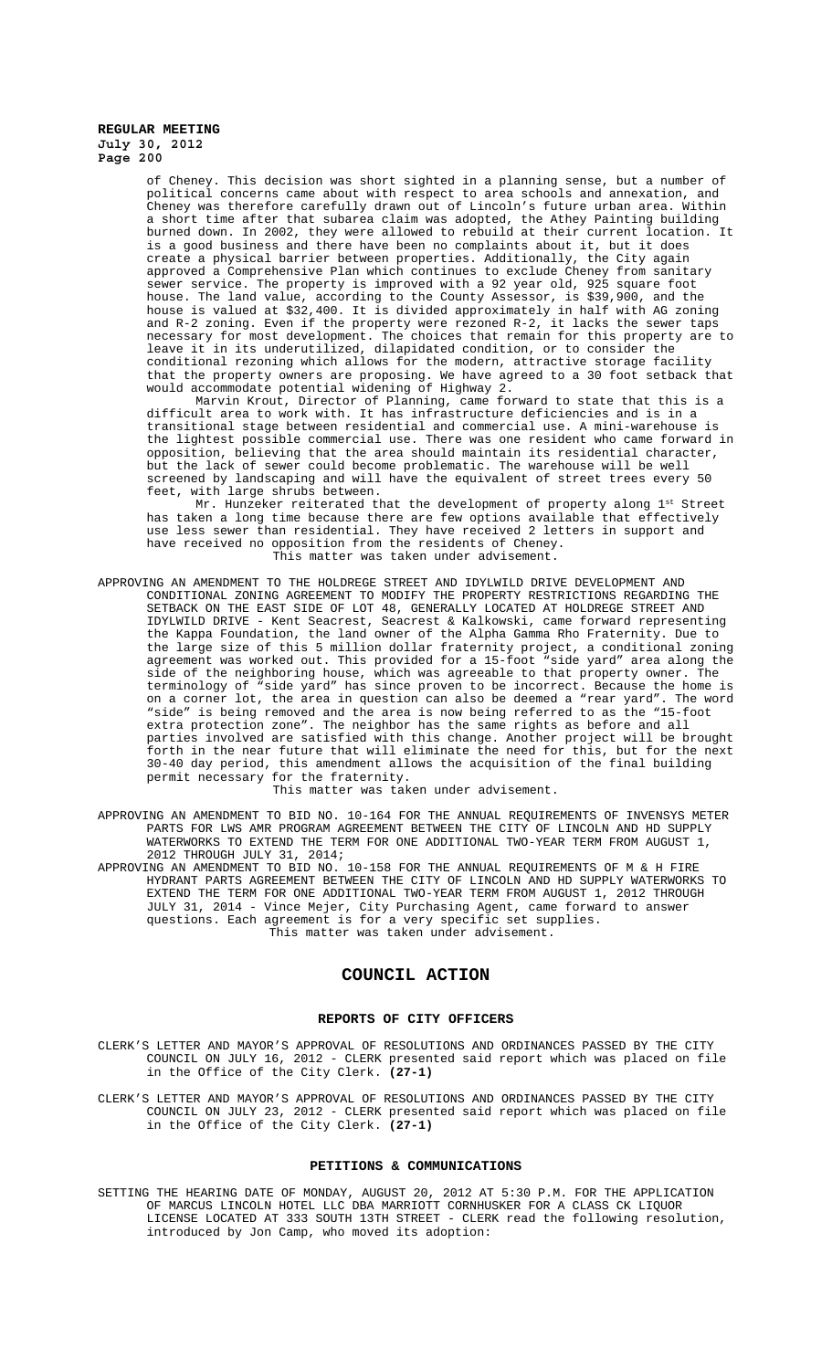of Cheney. This decision was short sighted in a planning sense, but a number of political concerns came about with respect to area schools and annexation, and Cheney was therefore carefully drawn out of Lincoln's future urban area. Within a short time after that subarea claim was adopted, the Athey Painting building burned down. In 2002, they were allowed to rebuild at their current location. It is a good business and there have been no complaints about it, but it does create a physical barrier between properties. Additionally, the City again approved a Comprehensive Plan which continues to exclude Cheney from sanitary sewer service. The property is improved with a 92 year old, 925 square foot house. The land value, according to the County Assessor, is $39,900, and the house is valued at $32,400. It is divided approximately in half with AG zoning and R-2 zoning. Even if the property were rezoned R-2, it lacks the sewer taps necessary for most development. The choices that remain for this property are to leave it in its underutilized, dilapidated condition, or to consider the conditional rezoning which allows for the modern, attractive storage facility that the property owners are proposing. We have agreed to a 30 foot setback that would accommodate potential widening of Highway 2.

Marvin Krout, Director of Planning, came forward to state that this is a difficult area to work with. It has infrastructure deficiencies and is in a transitional stage between residential and commercial use. A mini-warehouse is the lightest possible commercial use. There was one resident who came forward in opposition, believing that the area should maintain its residential character, but the lack of sewer could become problematic. The warehouse will be well screened by landscaping and will have the equivalent of street trees every 50 feet, with large shrubs between.

Mr. Hunzeker reiterated that the development of property along 1st Street has taken a long time because there are few options available that effectively use less sewer than residential. They have received 2 letters in support and have received no opposition from the residents of Cheney.

This matter was taken under advisement.

APPROVING AN AMENDMENT TO THE HOLDREGE STREET AND IDYLWILD DRIVE DEVELOPMENT AND CONDITIONAL ZONING AGREEMENT TO MODIFY THE PROPERTY RESTRICTIONS REGARDING THE SETBACK ON THE EAST SIDE OF LOT 48, GENERALLY LOCATED AT HOLDREGE STREET AND IDYLWILD DRIVE - Kent Seacrest, Seacrest & Kalkowski, came forward representing the Kappa Foundation, the land owner of the Alpha Gamma Rho Fraternity. Due to the large size of this 5 million dollar fraternity project, a conditional zoning agreement was worked out. This provided for a 15-foot "side yard" area along the side of the neighboring house, which was agreeable to that property owner. The terminology of "side yard" has since proven to be incorrect. Because the home is on a corner lot, the area in question can also be deemed a "rear yard". The word "side" is being removed and the area is now being referred to as the "15-foot extra protection zone". The neighbor has the same rights as before and all parties involved are satisfied with this change. Another project will be brought forth in the near future that will eliminate the need for this, but for the next 30-40 day period, this amendment allows the acquisition of the final building permit necessary for the fraternity.

This matter was taken under advisement.

APPROVING AN AMENDMENT TO BID NO. 10-164 FOR THE ANNUAL REQUIREMENTS OF INVENSYS METER PARTS FOR LWS AMR PROGRAM AGREEMENT BETWEEN THE CITY OF LINCOLN AND HD SUPPLY WATERWORKS TO EXTEND THE TERM FOR ONE ADDITIONAL TWO-YEAR TERM FROM AUGUST 1, 2012 THROUGH JULY 31, 2014;

APPROVING AN AMENDMENT TO BID NO. 10-158 FOR THE ANNUAL REQUIREMENTS OF M & H FIRE HYDRANT PARTS AGREEMENT BETWEEN THE CITY OF LINCOLN AND HD SUPPLY WATERWORKS TO EXTEND THE TERM FOR ONE ADDITIONAL TWO-YEAR TERM FROM AUGUST 1, 2012 THROUGH JULY 31, 2014 - Vince Mejer, City Purchasing Agent, came forward to answer questions. Each agreement is for a very specific set supplies.

This matter was taken under advisement.

## COUNCIL ACTION

### REPORTS OF CITY OFFICERS

CLERK'S LETTER AND MAYOR'S APPROVAL OF RESOLUTIONS AND ORDINANCES PASSED BY THE CITY COUNCIL ON JULY 16, 2012 - CLERK presented said report which was placed on file in the Office of the City Clerk. **(27-1)**

CLERK'S LETTER AND MAYOR'S APPROVAL OF RESOLUTIONS AND ORDINANCES PASSED BY THE CITY COUNCIL ON JULY 23, 2012 - CLERK presented said report which was placed on file in the Office of the City Clerk. **(27-1)**

### PETITIONS & COMMUNICATIONS

SETTING THE HEARING DATE OF MONDAY, AUGUST 20, 2012 AT 5:30 P.M. FOR THE APPLICATION OF MARCUS LINCOLN HOTEL LLC DBA MARRIOTT CORNHUSKER FOR A CLASS CK LIQUOR LICENSE LOCATED AT 333 SOUTH 13TH STREET - CLERK read the following resolution, introduced by Jon Camp, who moved its adoption: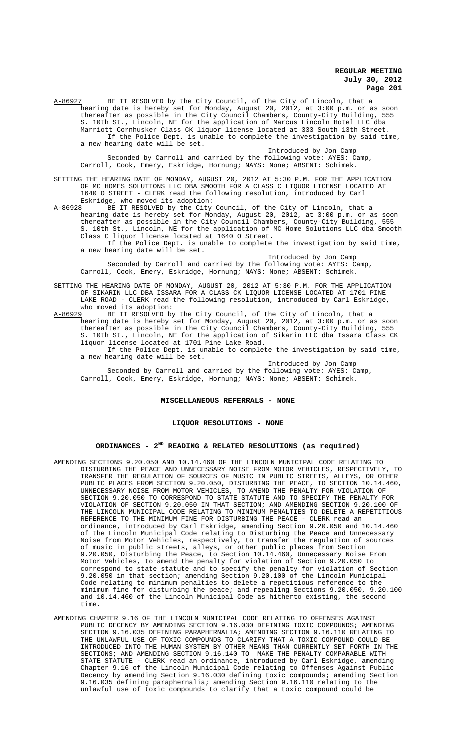A-86927 BE IT RESOLVED by the City Council, of the City of Lincoln, that a hearing date is hereby set for Monday, August 20, 2012, at 3:00 p.m. or as soon thereafter as possible in the City Council Chambers, County-City Building, 555 S. 10th St., Lincoln, NE for the application of Marcus Lincoln Hotel LLC dba Marriott Cornhusker Class CK liquor license located at 333 South 13th Street.

If the Police Dept. is unable to complete the investigation by said time, a new hearing date will be set.

Introduced by Jon Camp

Seconded by Carroll and carried by the following vote: AYES: Camp, Carroll, Cook, Emery, Eskridge, Hornung; NAYS: None; ABSENT: Schimek.

SETTING THE HEARING DATE OF MONDAY, AUGUST 20, 2012 AT 5:30 P.M. FOR THE APPLICATION OF MC HOMES SOLUTIONS LLC DBA SMOOTH FOR A CLASS C LIQUOR LICENSE LOCATED AT 1640 O STREET - CLERK read the following resolution, introduced by Carl Eskridge, who moved its adoption:

A-86928 BE IT RESOLVED by the City Council, of the City of Lincoln, that a hearing date is hereby set for Monday, August 20, 2012, at 3:00 p.m. or as soon thereafter as possible in the City Council Chambers, County-City Building, 555 S. 10th St., Lincoln, NE for the application of MC Home Solutions LLC dba Smooth Class C liquor license located at 1640 O Street.

If the Police Dept. is unable to complete the investigation by said time, a new hearing date will be set.

Introduced by Jon Camp

Seconded by Carroll and carried by the following vote: AYES: Camp, Carroll, Cook, Emery, Eskridge, Hornung; NAYS: None; ABSENT: Schimek.

SETTING THE HEARING DATE OF MONDAY, AUGUST 20, 2012 AT 5:30 P.M. FOR THE APPLICATION OF SIKARIN LLC DBA ISSARA FOR A CLASS CK LIQUOR LICENSE LOCATED AT 1701 PINE LAKE ROAD - CLERK read the following resolution, introduced by Carl Eskridge, who moved its adoption:

A-86929 BE IT RESOLVED by the City Council, of the City of Lincoln, that a hearing date is hereby set for Monday, August 20, 2012, at 3:00 p.m. or as soon thereafter as possible in the City Council Chambers, County-City Building, 555 S. 10th St., Lincoln, NE for the application of Sikarin LLC dba Issara Class CK liquor license located at 1701 Pine Lake Road.

If the Police Dept. is unable to complete the investigation by said time, a new hearing date will be set.

Introduced by Jon Camp

Seconded by Carroll and carried by the following vote: AYES: Camp, Carroll, Cook, Emery, Eskridge, Hornung; NAYS: None; ABSENT: Schimek.

## MISCELLANEOUS REFERRALS - NONE

## LIQUOR RESOLUTIONS - NONE

## ORDINANCES - 2ND READING & RELATED RESOLUTIONS (as required)

AMENDING SECTIONS 9.20.050 AND 10.14.460 OF THE LINCOLN MUNICIPAL CODE RELATING TO DISTURBING THE PEACE AND UNNECESSARY NOISE FROM MOTOR VEHICLES, RESPECTIVELY, TO TRANSFER THE REGULATION OF SOURCES OF MUSIC IN PUBLIC STREETS, ALLEYS, OR OTHER PUBLIC PLACES FROM SECTION 9.20.050, DISTURBING THE PEACE, TO SECTION 10.14.460, UNNECESSARY NOISE FROM MOTOR VEHICLES, TO AMEND THE PENALTY FOR VIOLATION OF SECTION 9.20.050 TO CORRESPOND TO STATE STATUTE AND TO SPECIFY THE PENALTY FOR VIOLATION OF SECTION 9.20.050 IN THAT SECTION; AND AMENDING SECTION 9.20.100 OF THE LINCOLN MUNICIPAL CODE RELATING TO MINIMUM PENALTIES TO DELETE A REPETITIOUS REFERENCE TO THE MINIMUM FINE FOR DISTURBING THE PEACE - CLERK read an ordinance, introduced by Carl Eskridge, amending Section 9.20.050 and 10.14.460 of the Lincoln Municipal Code relating to Disturbing the Peace and Unnecessary Noise from Motor Vehicles, respectively, to transfer the regulation of sources of music in public streets, alleys, or other public places from Section 9.20.050, Disturbing the Peace, to Section 10.14.460, Unnecessary Noise From Motor Vehicles, to amend the penalty for violation of Section 9.20.050 to correspond to state statute and to specify the penalty for violation of Section 9.20.050 in that section; amending Section 9.20.100 of the Lincoln Municipal Code relating to minimum penalties to delete a repetitious reference to the minimum fine for disturbing the peace; and repealing Sections 9.20.050, 9.20.100 and 10.14.460 of the Lincoln Municipal Code as hitherto existing, the second time.

AMENDING CHAPTER 9.16 OF THE LINCOLN MUNICIPAL CODE RELATING TO OFFENSES AGAINST PUBLIC DECENCY BY AMENDING SECTION 9.16.030 DEFINING TOXIC COMPOUNDS; AMENDING SECTION 9.16.035 DEFINING PARAPHERNALIA; AMENDING SECTION 9.16.110 RELATING TO THE UNLAWFUL USE OF TOXIC COMPOUNDS TO CLARIFY THAT A TOXIC COMPOUND COULD BE INTRODUCED INTO THE HUMAN SYSTEM BY OTHER MEANS THAN CURRENTLY SET FORTH IN THE SECTIONS; AND AMENDING SECTION 9.16.140 TO MAKE THE PENALTY COMPARABLE WITH STATE STATUTE - CLERK read an ordinance, introduced by Carl Eskridge, amending Chapter 9.16 of the Lincoln Municipal Code relating to Offenses Against Public Decency by amending Section 9.16.030 defining toxic compounds; amending Section 9.16.035 defining paraphernalia; amending Section 9.16.110 relating to the unlawful use of toxic compounds to clarify that a toxic compound could be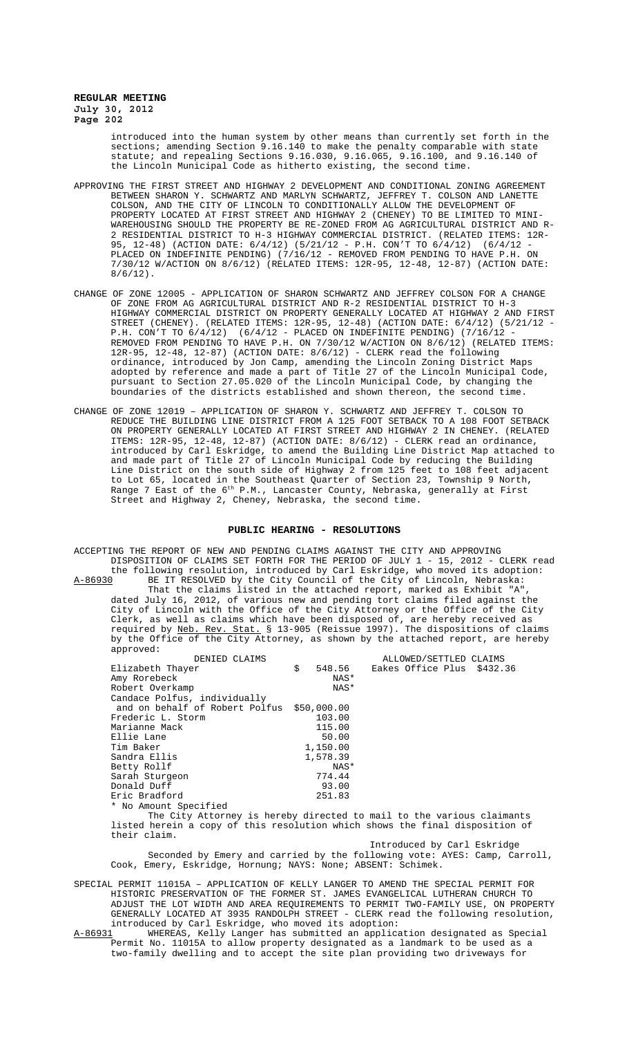introduced into the human system by other means than currently set forth in the sections; amending Section 9.16.140 to make the penalty comparable with state statute; and repealing Sections 9.16.030, 9.16.065, 9.16.100, and 9.16.140 of the Lincoln Municipal Code as hitherto existing, the second time.

APPROVING THE FIRST STREET AND HIGHWAY 2 DEVELOPMENT AND CONDITIONAL ZONING AGREEMENT BETWEEN SHARON Y. SCHWARTZ AND MARLYN SCHWARTZ, JEFFREY T. COLSON AND LANETTE COLSON, AND THE CITY OF LINCOLN TO CONDITIONALLY ALLOW THE DEVELOPMENT OF PROPERTY LOCATED AT FIRST STREET AND HIGHWAY 2 (CHENEY) TO BE LIMITED TO MINI-WAREHOUSING SHOULD THE PROPERTY BE RE-ZONED FROM AG AGRICULTURAL DISTRICT AND R-2 RESIDENTIAL DISTRICT TO H-3 HIGHWAY COMMERCIAL DISTRICT. (RELATED ITEMS: 12R-95, 12-48) (ACTION DATE: 6/4/12) (5/21/12 - P.H. CON'T TO 6/4/12) (6/4/12 - PLACED ON INDEFINITE PENDING) (7/16/12 - REMOVED FROM PENDING TO HAVE P.H. ON 7/30/12 W/ACTION ON 8/6/12) (RELATED ITEMS: 12R-95, 12-48, 12-87) (ACTION DATE: 8/6/12).

CHANGE OF ZONE 12005 - APPLICATION OF SHARON SCHWARTZ AND JEFFREY COLSON FOR A CHANGE OF ZONE FROM AG AGRICULTURAL DISTRICT AND R-2 RESIDENTIAL DISTRICT TO H-3 HIGHWAY COMMERCIAL DISTRICT ON PROPERTY GENERALLY LOCATED AT HIGHWAY 2 AND FIRST STREET (CHENEY). (RELATED ITEMS: 12R-95, 12-48) (ACTION DATE: 6/4/12) (5/21/12 - P.H. CON'T TO 6/4/12) (6/4/12 - PLACED ON INDEFINITE PENDING) (7/16/12 - REMOVED FROM PENDING TO HAVE P.H. ON 7/30/12 W/ACTION ON 8/6/12) (RELATED ITEMS: 12R-95, 12-48, 12-87) (ACTION DATE: 8/6/12) - CLERK read the following ordinance, introduced by Jon Camp, amending the Lincoln Zoning District Maps adopted by reference and made a part of Title 27 of the Lincoln Municipal Code, pursuant to Section 27.05.020 of the Lincoln Municipal Code, by changing the boundaries of the districts established and shown thereon, the second time.

CHANGE OF ZONE 12019 – APPLICATION OF SHARON Y. SCHWARTZ AND JEFFREY T. COLSON TO REDUCE THE BUILDING LINE DISTRICT FROM A 125 FOOT SETBACK TO A 108 FOOT SETBACK ON PROPERTY GENERALLY LOCATED AT FIRST STREET AND HIGHWAY 2 IN CHENEY. (RELATED ITEMS: 12R-95, 12-48, 12-87) (ACTION DATE: 8/6/12) - CLERK read an ordinance, introduced by Carl Eskridge, to amend the Building Line District Map attached to and made part of Title 27 of Lincoln Municipal Code by reducing the Building Line District on the south side of Highway 2 from 125 feet to 108 feet adjacent to Lot 65, located in the Southeast Quarter of Section 23, Township 9 North, Range 7 East of the 6th P.M., Lancaster County, Nebraska, generally at First Street and Highway 2, Cheney, Nebraska, the second time.

## PUBLIC HEARING - RESOLUTIONS

ACCEPTING THE REPORT OF NEW AND PENDING CLAIMS AGAINST THE CITY AND APPROVING DISPOSITION OF CLAIMS SET FORTH FOR THE PERIOD OF JULY 1 - 15, 2012 - CLERK read the following resolution, introduced by Carl Eskridge, who moved its adoption:

A-86930 BE IT RESOLVED by the City Council of the City of Lincoln, Nebraska:

That the claims listed in the attached report, marked as Exhibit "A", dated July 16, 2012, of various new and pending tort claims filed against the City of Lincoln with the Office of the City Attorney or the Office of the City Clerk, as well as claims which have been disposed of, are hereby received as required by Neb. Rev. Stat. § 13-905 (Reissue 1997). The dispositions of claims by the Office of the City Attorney, as shown by the attached report, are hereby approved:

| DENIED CLAIMS | | ALLOWED/SETTLED CLAIMS | |
|---|---|---|---|
| Elizabeth Thayer | $ 548.56 | Eakes Office Plus | $432.36 |
| Amy Rorebeck | NAS* | | |
| Robert Overkamp | NAS* | | |
| Candace Polfus, individually and on behalf of Robert Polfus | $50,000.00 | | |
| Frederic L. Storm | 103.00 | | |
| Marianne Mack | 115.00 | | |
| Ellie Lane | 50.00 | | |
| Tim Baker | 1,150.00 | | |
| Sandra Ellis | 1,578.39 | | |
| Betty Rollf | NAS* | | |
| Sarah Sturgeon | 774.44 | | |
| Donald Duff | 93.00 | | |
| Eric Bradford | 251.83 | | |

* No Amount Specified

The City Attorney is hereby directed to mail to the various claimants listed herein a copy of this resolution which shows the final disposition of their claim.

Introduced by Carl Eskridge

Seconded by Emery and carried by the following vote: AYES: Camp, Carroll, Cook, Emery, Eskridge, Hornung; NAYS: None; ABSENT: Schimek.

SPECIAL PERMIT 11015A – APPLICATION OF KELLY LANGER TO AMEND THE SPECIAL PERMIT FOR HISTORIC PRESERVATION OF THE FORMER ST. JAMES EVANGELICAL LUTHERAN CHURCH TO ADJUST THE LOT WIDTH AND AREA REQUIREMENTS TO PERMIT TWO-FAMILY USE, ON PROPERTY GENERALLY LOCATED AT 3935 RANDOLPH STREET - CLERK read the following resolution, introduced by Carl Eskridge, who moved its adoption:

A-86931 WHEREAS, Kelly Langer has submitted an application designated as Special Permit No. 11015A to allow property designated as a landmark to be used as a two-family dwelling and to accept the site plan providing two driveways for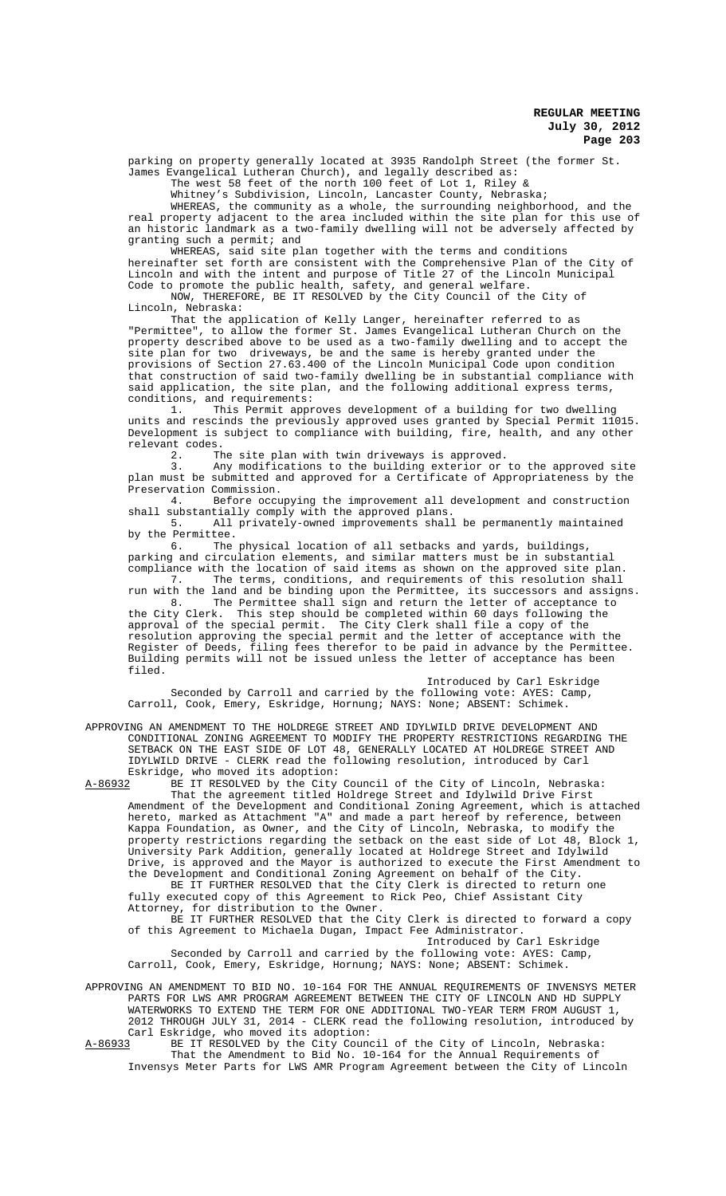parking on property generally located at 3935 Randolph Street (the former St. James Evangelical Lutheran Church), and legally described as:

The west 58 feet of the north 100 feet of Lot 1, Riley & Whitney's Subdivision, Lincoln, Lancaster County, Nebraska;

WHEREAS, the community as a whole, the surrounding neighborhood, and the real property adjacent to the area included within the site plan for this use of an historic landmark as a two-family dwelling will not be adversely affected by granting such a permit; and

WHEREAS, said site plan together with the terms and conditions hereinafter set forth are consistent with the Comprehensive Plan of the City of Lincoln and with the intent and purpose of Title 27 of the Lincoln Municipal Code to promote the public health, safety, and general welfare.

NOW, THEREFORE, BE IT RESOLVED by the City Council of the City of Lincoln, Nebraska:

That the application of Kelly Langer, hereinafter referred to as "Permittee", to allow the former St. James Evangelical Lutheran Church on the property described above to be used as a two-family dwelling and to accept the site plan for two driveways, be and the same is hereby granted under the provisions of Section 27.63.400 of the Lincoln Municipal Code upon condition that construction of said two-family dwelling be in substantial compliance with said application, the site plan, and the following additional express terms, conditions, and requirements:

1. This Permit approves development of a building for two dwelling units and rescinds the previously approved uses granted by Special Permit 11015. Development is subject to compliance with building, fire, health, and any other relevant codes.
2. The site plan with twin driveways is approved.
3. Any modifications to the building exterior or to the approved site plan must be submitted and approved for a Certificate of Appropriateness by the Preservation Commission.
4. Before occupying the improvement all development and construction shall substantially comply with the approved plans.
5. All privately-owned improvements shall be permanently maintained by the Permittee.
6. The physical location of all setbacks and yards, buildings, parking and circulation elements, and similar matters must be in substantial compliance with the location of said items as shown on the approved site plan.
7. The terms, conditions, and requirements of this resolution shall run with the land and be binding upon the Permittee, its successors and assigns.
8. The Permittee shall sign and return the letter of acceptance to the City Clerk. This step should be completed within 60 days following the approval of the special permit. The City Clerk shall file a copy of the resolution approving the special permit and the letter of acceptance with the Register of Deeds, filing fees therefor to be paid in advance by the Permittee. Building permits will not be issued unless the letter of acceptance has been filed.

Introduced by Carl Eskridge

Seconded by Carroll and carried by the following vote: AYES: Camp, Carroll, Cook, Emery, Eskridge, Hornung; NAYS: None; ABSENT: Schimek.

APPROVING AN AMENDMENT TO THE HOLDREGE STREET AND IDYLWILD DRIVE DEVELOPMENT AND CONDITIONAL ZONING AGREEMENT TO MODIFY THE PROPERTY RESTRICTIONS REGARDING THE SETBACK ON THE EAST SIDE OF LOT 48, GENERALLY LOCATED AT HOLDREGE STREET AND IDYLWILD DRIVE - CLERK read the following resolution, introduced by Carl Eskridge, who moved its adoption:

A-86932 BE IT RESOLVED by the City Council of the City of Lincoln, Nebraska:

That the agreement titled Holdrege Street and Idylwild Drive First Amendment of the Development and Conditional Zoning Agreement, which is attached hereto, marked as Attachment "A" and made a part hereof by reference, between Kappa Foundation, as Owner, and the City of Lincoln, Nebraska, to modify the property restrictions regarding the setback on the east side of Lot 48, Block 1, University Park Addition, generally located at Holdrege Street and Idylwild Drive, is approved and the Mayor is authorized to execute the First Amendment to the Development and Conditional Zoning Agreement on behalf of the City.

BE IT FURTHER RESOLVED that the City Clerk is directed to return one fully executed copy of this Agreement to Rick Peo, Chief Assistant City Attorney, for distribution to the Owner.

BE IT FURTHER RESOLVED that the City Clerk is directed to forward a copy of this Agreement to Michaela Dugan, Impact Fee Administrator.

Introduced by Carl Eskridge

Seconded by Carroll and carried by the following vote: AYES: Camp, Carroll, Cook, Emery, Eskridge, Hornung; NAYS: None; ABSENT: Schimek.

APPROVING AN AMENDMENT TO BID NO. 10-164 FOR THE ANNUAL REQUIREMENTS OF INVENSYS METER PARTS FOR LWS AMR PROGRAM AGREEMENT BETWEEN THE CITY OF LINCOLN AND HD SUPPLY WATERWORKS TO EXTEND THE TERM FOR ONE ADDITIONAL TWO-YEAR TERM FROM AUGUST 1, 2012 THROUGH JULY 31, 2014 - CLERK read the following resolution, introduced by Carl Eskridge, who moved its adoption:

A-86933 BE IT RESOLVED by the City Council of the City of Lincoln, Nebraska:

That the Amendment to Bid No. 10-164 for the Annual Requirements of Invensys Meter Parts for LWS AMR Program Agreement between the City of Lincoln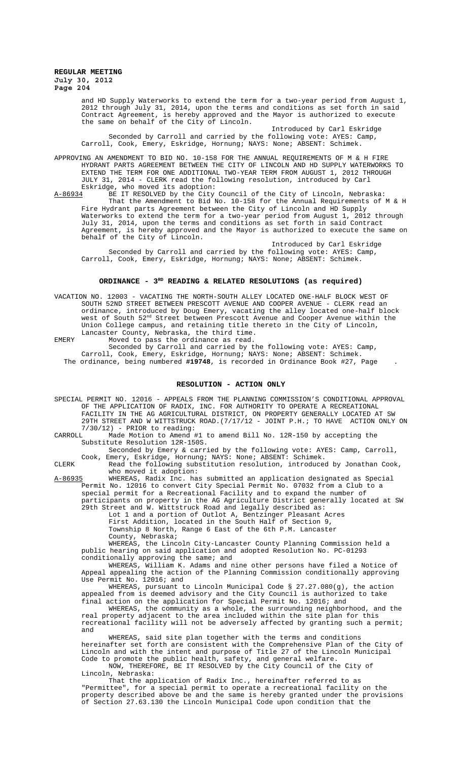and HD Supply Waterworks to extend the term for a two-year period from August 1, 2012 through July 31, 2014, upon the terms and conditions as set forth in said Contract Agreement, is hereby approved and the Mayor is authorized to execute the same on behalf of the City of Lincoln.

Introduced by Carl Eskridge

Seconded by Carroll and carried by the following vote: AYES: Camp, Carroll, Cook, Emery, Eskridge, Hornung; NAYS: None; ABSENT: Schimek.

APPROVING AN AMENDMENT TO BID NO. 10-158 FOR THE ANNUAL REQUIREMENTS OF M & H FIRE HYDRANT PARTS AGREEMENT BETWEEN THE CITY OF LINCOLN AND HD SUPPLY WATERWORKS TO EXTEND THE TERM FOR ONE ADDITIONAL TWO-YEAR TERM FROM AUGUST 1, 2012 THROUGH JULY 31, 2014 - CLERK read the following resolution, introduced by Carl Eskridge, who moved its adoption:

A-86934 BE IT RESOLVED by the City Council of the City of Lincoln, Nebraska:

That the Amendment to Bid No. 10-158 for the Annual Requirements of M & H Fire Hydrant parts Agreement between the City of Lincoln and HD Supply Waterworks to extend the term for a two-year period from August 1, 2012 through July 31, 2014, upon the terms and conditions as set forth in said Contract Agreement, is hereby approved and the Mayor is authorized to execute the same on behalf of the City of Lincoln.

Introduced by Carl Eskridge

Seconded by Carroll and carried by the following vote: AYES: Camp, Carroll, Cook, Emery, Eskridge, Hornung; NAYS: None; ABSENT: Schimek.

## ORDINANCE - 3RD READING & RELATED RESOLUTIONS (as required)

VACATION NO. 12003 - VACATING THE NORTH-SOUTH ALLEY LOCATED ONE-HALF BLOCK WEST OF SOUTH 52ND STREET BETWEEN PRESCOTT AVENUE AND COOPER AVENUE - CLERK read an ordinance, introduced by Doug Emery, vacating the alley located one-half block west of South 52nd Street between Prescott Avenue and Cooper Avenue within the Union College campus, and retaining title thereto in the City of Lincoln, Lancaster County, Nebraska, the third time.

EMERY Moved to pass the ordinance as read.

Seconded by Carroll and carried by the following vote: AYES: Camp, Carroll, Cook, Emery, Eskridge, Hornung; NAYS: None; ABSENT: Schimek.

The ordinance, being numbered **#19748**, is recorded in Ordinance Book #27, Page .

## RESOLUTION - ACTION ONLY

SPECIAL PERMIT NO. 12016 - APPEALS FROM THE PLANNING COMMISSION'S CONDITIONAL APPROVAL OF THE APPLICATION OF RADIX, INC. FOR AUTHORITY TO OPERATE A RECREATIONAL FACILITY IN THE AG AGRICULTURAL DISTRICT, ON PROPERTY GENERALLY LOCATED AT SW 29TH STREET AND W WITTSTRUCK ROAD.(7/17/12 - JOINT P.H.; TO HAVE ACTION ONLY ON 7/30/12) - PRIOR to reading:

CARROLL Made Motion to Amend #1 to amend Bill No. 12R-150 by accepting the Substitute Resolution 12R-150S.

Seconded by Emery & carried by the following vote: AYES: Camp, Carroll, Cook, Emery, Eskridge, Hornung; NAYS: None; ABSENT: Schimek.

CLERK Read the following substitution resolution, introduced by Jonathan Cook, who moved its adoption:

A-86935 WHEREAS, Radix Inc. has submitted an application designated as Special Permit No. 12016 to convert City Special Permit No. 07032 from a Club to a special permit for a Recreational Facility and to expand the number of participants on property in the AG Agriculture District generally located at SW 29th Street and W. Wittstruck Road and legally described as:

Lot 1 and a portion of Outlot A, Bentzinger Pleasant Acres First Addition, located in the South Half of Section 9, Township 8 North, Range 6 East of the 6th P.M. Lancaster County, Nebraska;

WHEREAS, the Lincoln City-Lancaster County Planning Commission held a public hearing on said application and adopted Resolution No. PC-01293 conditionally approving the same; and

WHEREAS, William K. Adams and nine other persons have filed a Notice of Appeal appealing the action of the Planning Commission conditionally approving Use Permit No. 12016; and

WHEREAS, pursuant to Lincoln Municipal Code § 27.27.080(g), the action appealed from is deemed advisory and the City Council is authorized to take final action on the application for Special Permit No. 12016; and

WHEREAS, the community as a whole, the surrounding neighborhood, and the real property adjacent to the area included within the site plan for this recreational facility will not be adversely affected by granting such a permit; and

WHEREAS, said site plan together with the terms and conditions hereinafter set forth are consistent with the Comprehensive Plan of the City of Lincoln and with the intent and purpose of Title 27 of the Lincoln Municipal Code to promote the public health, safety, and general welfare.

NOW, THEREFORE, BE IT RESOLVED by the City Council of the City of Lincoln, Nebraska:

That the application of Radix Inc., hereinafter referred to as "Permittee", for a special permit to operate a recreational facility on the property described above be and the same is hereby granted under the provisions of Section 27.63.130 the Lincoln Municipal Code upon condition that the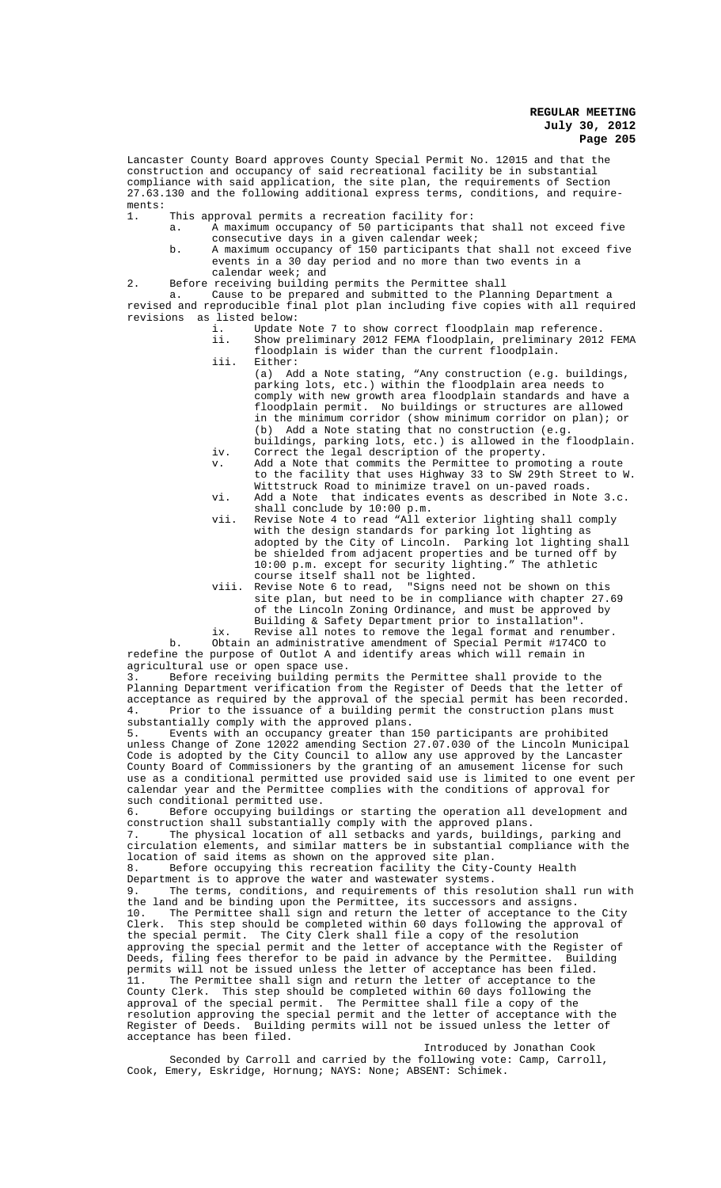Lancaster County Board approves County Special Permit No. 12015 and that the construction and occupancy of said recreational facility be in substantial compliance with said application, the site plan, the requirements of Section 27.63.130 and the following additional express terms, conditions, and requirements:

1. This approval permits a recreation facility for:
   a. A maximum occupancy of 50 participants that shall not exceed five consecutive days in a given calendar week;
   b. A maximum occupancy of 150 participants that shall not exceed five events in a 30 day period and no more than two events in a calendar week; and
2. Before receiving building permits the Permittee shall
   a. Cause to be prepared and submitted to the Planning Department a revised and reproducible final plot plan including five copies with all required revisions as listed below:
      i. Update Note 7 to show correct floodplain map reference.
      ii. Show preliminary 2012 FEMA floodplain, preliminary 2012 FEMA floodplain is wider than the current floodplain.
      iii. Either:
         (a) Add a Note stating, "Any construction (e.g. buildings, parking lots, etc.) within the floodplain area needs to comply with new growth area floodplain standards and have a floodplain permit. No buildings or structures are allowed in the minimum corridor (show minimum corridor on plan); or
         (b) Add a Note stating that no construction (e.g. buildings, parking lots, etc.) is allowed in the floodplain.
      iv. Correct the legal description of the property.
      v. Add a Note that commits the Permittee to promoting a route to the facility that uses Highway 33 to SW 29th Street to W. Wittstruck Road to minimize travel on un-paved roads.
      vi. Add a Note that indicates events as described in Note 3.c. shall conclude by 10:00 p.m.
      vii. Revise Note 4 to read "All exterior lighting shall comply with the design standards for parking lot lighting as adopted by the City of Lincoln. Parking lot lighting shall be shielded from adjacent properties and be turned off by 10:00 p.m. except for security lighting." The athletic course itself shall not be lighted.
      viii. Revise Note 6 to read, "Signs need not be shown on this site plan, but need to be in compliance with chapter 27.69 of the Lincoln Zoning Ordinance, and must be approved by Building & Safety Department prior to installation".
      ix. Revise all notes to remove the legal format and renumber.
   b. Obtain an administrative amendment of Special Permit #174CO to redefine the purpose of Outlot A and identify areas which will remain in agricultural use or open space use.
3. Before receiving building permits the Permittee shall provide to the Planning Department verification from the Register of Deeds that the letter of acceptance as required by the approval of the special permit has been recorded.
4. Prior to the issuance of a building permit the construction plans must substantially comply with the approved plans.
5. Events with an occupancy greater than 150 participants are prohibited unless Change of Zone 12022 amending Section 27.07.030 of the Lincoln Municipal Code is adopted by the City Council to allow any use approved by the Lancaster County Board of Commissioners by the granting of an amusement license for such use as a conditional permitted use provided said use is limited to one event per calendar year and the Permittee complies with the conditions of approval for such conditional permitted use.
6. Before occupying buildings or starting the operation all development and construction shall substantially comply with the approved plans.
7. The physical location of all setbacks and yards, buildings, parking and circulation elements, and similar matters be in substantial compliance with the location of said items as shown on the approved site plan.
8. Before occupying this recreation facility the City-County Health Department is to approve the water and wastewater systems.
9. The terms, conditions, and requirements of this resolution shall run with the land and be binding upon the Permittee, its successors and assigns.
10. The Permittee shall sign and return the letter of acceptance to the City Clerk. This step should be completed within 60 days following the approval of the special permit. The City Clerk shall file a copy of the resolution approving the special permit and the letter of acceptance with the Register of Deeds, filing fees therefor to be paid in advance by the Permittee. Building permits will not be issued unless the letter of acceptance has been filed.
11. The Permittee shall sign and return the letter of acceptance to the County Clerk. This step should be completed within 60 days following the approval of the special permit. The Permittee shall file a copy of the resolution approving the special permit and the letter of acceptance with the Register of Deeds. Building permits will not be issued unless the letter of acceptance has been filed.

Introduced by Jonathan Cook

Seconded by Carroll and carried by the following vote: Camp, Carroll, Cook, Emery, Eskridge, Hornung; NAYS: None; ABSENT: Schimek.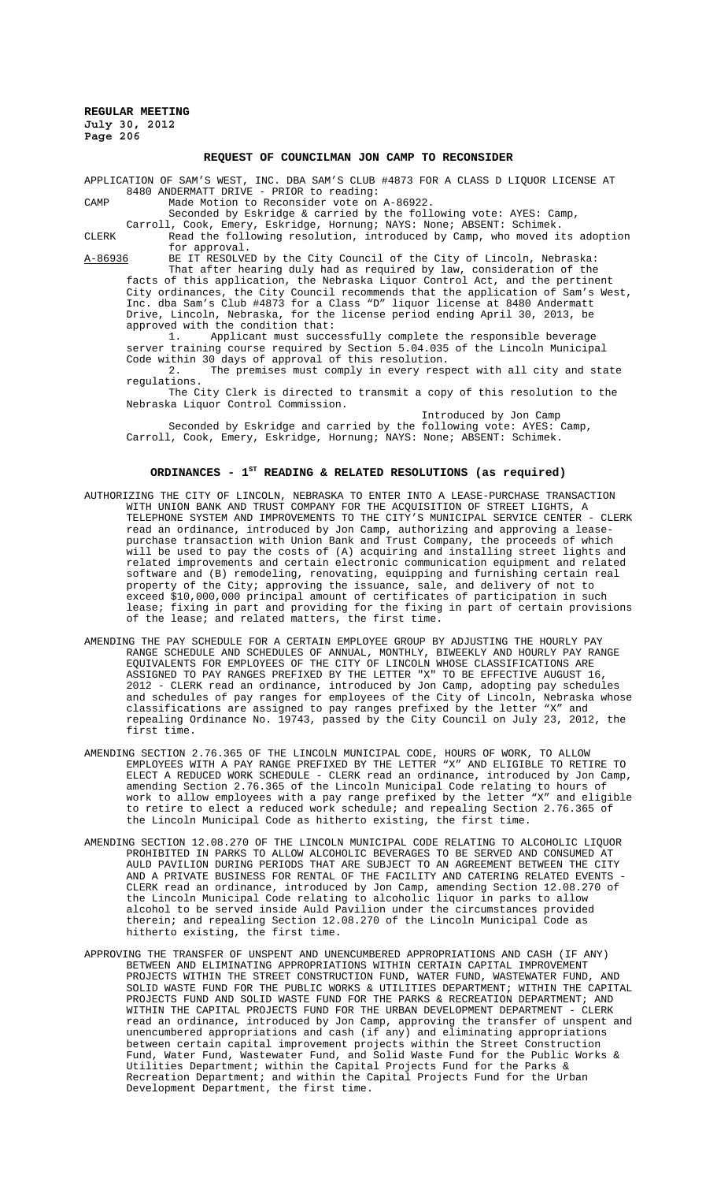**REQUEST OF COUNCILMAN JON CAMP TO RECONSIDER**

APPLICATION OF SAM'S WEST, INC. DBA SAM'S CLUB #4873 FOR A CLASS D LIQUOR LICENSE AT 8480 ANDERMATT DRIVE - PRIOR to reading:

CAMP Made Motion to Reconsider vote on A-86922.

Seconded by Eskridge & carried by the following vote: AYES: Camp, Carroll, Cook, Emery, Eskridge, Hornung; NAYS: None; ABSENT: Schimek.

CLERK Read the following resolution, introduced by Camp, who moved its adoption for approval.

A-86936 BE IT RESOLVED by the City Council of the City of Lincoln, Nebraska:

That after hearing duly had as required by law, consideration of the facts of this application, the Nebraska Liquor Control Act, and the pertinent City ordinances, the City Council recommends that the application of Sam's West, Inc. dba Sam's Club #4873 for a Class "D" liquor license at 8480 Andermatt Drive, Lincoln, Nebraska, for the license period ending April 30, 2013, be approved with the condition that:

1. Applicant must successfully complete the responsible beverage server training course required by Section 5.04.035 of the Lincoln Municipal Code within 30 days of approval of this resolution.
2. The premises must comply in every respect with all city and state regulations.

The City Clerk is directed to transmit a copy of this resolution to the Nebraska Liquor Control Commission.

Introduced by Jon Camp

Seconded by Eskridge and carried by the following vote: AYES: Camp, Carroll, Cook, Emery, Eskridge, Hornung; NAYS: None; ABSENT: Schimek.

**ORDINANCES - 1ST READING & RELATED RESOLUTIONS (as required)**

AUTHORIZING THE CITY OF LINCOLN, NEBRASKA TO ENTER INTO A LEASE-PURCHASE TRANSACTION WITH UNION BANK AND TRUST COMPANY FOR THE ACQUISITION OF STREET LIGHTS, A TELEPHONE SYSTEM AND IMPROVEMENTS TO THE CITY'S MUNICIPAL SERVICE CENTER - CLERK read an ordinance, introduced by Jon Camp, authorizing and approving a lease-purchase transaction with Union Bank and Trust Company, the proceeds of which will be used to pay the costs of (A) acquiring and installing street lights and related improvements and certain electronic communication equipment and related software and (B) remodeling, renovating, equipping and furnishing certain real property of the City; approving the issuance, sale, and delivery of not to exceed $10,000,000 principal amount of certificates of participation in such lease; fixing in part and providing for the fixing in part of certain provisions of the lease; and related matters, the first time.

AMENDING THE PAY SCHEDULE FOR A CERTAIN EMPLOYEE GROUP BY ADJUSTING THE HOURLY PAY RANGE SCHEDULE AND SCHEDULES OF ANNUAL, MONTHLY, BIWEEKLY AND HOURLY PAY RANGE EQUIVALENTS FOR EMPLOYEES OF THE CITY OF LINCOLN WHOSE CLASSIFICATIONS ARE ASSIGNED TO PAY RANGES PREFIXED BY THE LETTER "X" TO BE EFFECTIVE AUGUST 16, 2012 - CLERK read an ordinance, introduced by Jon Camp, adopting pay schedules and schedules of pay ranges for employees of the City of Lincoln, Nebraska whose classifications are assigned to pay ranges prefixed by the letter "X" and repealing Ordinance No. 19743, passed by the City Council on July 23, 2012, the first time.

AMENDING SECTION 2.76.365 OF THE LINCOLN MUNICIPAL CODE, HOURS OF WORK, TO ALLOW EMPLOYEES WITH A PAY RANGE PREFIXED BY THE LETTER "X" AND ELIGIBLE TO RETIRE TO ELECT A REDUCED WORK SCHEDULE - CLERK read an ordinance, introduced by Jon Camp, amending Section 2.76.365 of the Lincoln Municipal Code relating to hours of work to allow employees with a pay range prefixed by the letter "X" and eligible to retire to elect a reduced work schedule; and repealing Section 2.76.365 of the Lincoln Municipal Code as hitherto existing, the first time.

AMENDING SECTION 12.08.270 OF THE LINCOLN MUNICIPAL CODE RELATING TO ALCOHOLIC LIQUOR PROHIBITED IN PARKS TO ALLOW ALCOHOLIC BEVERAGES TO BE SERVED AND CONSUMED AT AULD PAVILION DURING PERIODS THAT ARE SUBJECT TO AN AGREEMENT BETWEEN THE CITY AND A PRIVATE BUSINESS FOR RENTAL OF THE FACILITY AND CATERING RELATED EVENTS - CLERK read an ordinance, introduced by Jon Camp, amending Section 12.08.270 of the Lincoln Municipal Code relating to alcoholic liquor in parks to allow alcohol to be served inside Auld Pavilion under the circumstances provided therein; and repealing Section 12.08.270 of the Lincoln Municipal Code as hitherto existing, the first time.

APPROVING THE TRANSFER OF UNSPENT AND UNENCUMBERED APPROPRIATIONS AND CASH (IF ANY) BETWEEN AND ELIMINATING APPROPRIATIONS WITHIN CERTAIN CAPITAL IMPROVEMENT PROJECTS WITHIN THE STREET CONSTRUCTION FUND, WATER FUND, WASTEWATER FUND, AND SOLID WASTE FUND FOR THE PUBLIC WORKS & UTILITIES DEPARTMENT; WITHIN THE CAPITAL PROJECTS FUND AND SOLID WASTE FUND FOR THE PARKS & RECREATION DEPARTMENT; AND WITHIN THE CAPITAL PROJECTS FUND FOR THE URBAN DEVELOPMENT DEPARTMENT - CLERK read an ordinance, introduced by Jon Camp, approving the transfer of unspent and unencumbered appropriations and cash (if any) and eliminating appropriations between certain capital improvement projects within the Street Construction Fund, Water Fund, Wastewater Fund, and Solid Waste Fund for the Public Works & Utilities Department; within the Capital Projects Fund for the Parks & Recreation Department; and within the Capital Projects Fund for the Urban Development Department, the first time.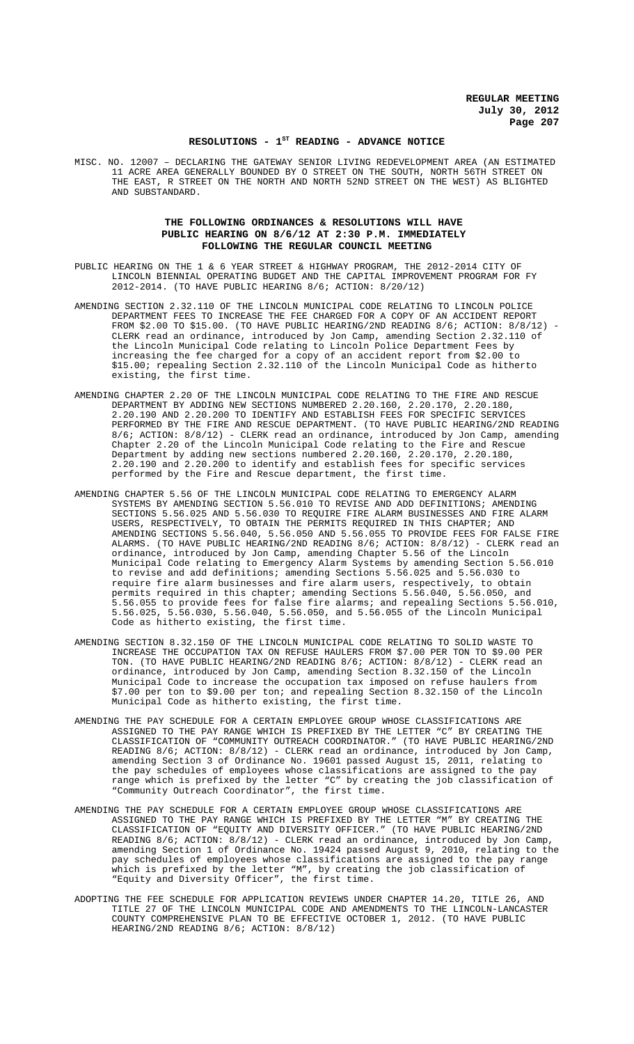## RESOLUTIONS - 1[ST] READING - ADVANCE NOTICE

MISC. NO. 12007 – DECLARING THE GATEWAY SENIOR LIVING REDEVELOPMENT AREA (AN ESTIMATED 11 ACRE AREA GENERALLY BOUNDED BY O STREET ON THE SOUTH, NORTH 56TH STREET ON THE EAST, R STREET ON THE NORTH AND NORTH 52ND STREET ON THE WEST) AS BLIGHTED AND SUBSTANDARD.

### THE FOLLOWING ORDINANCES & RESOLUTIONS WILL HAVE PUBLIC HEARING ON 8/6/12 AT 2:30 P.M. IMMEDIATELY FOLLOWING THE REGULAR COUNCIL MEETING

PUBLIC HEARING ON THE 1 & 6 YEAR STREET & HIGHWAY PROGRAM, THE 2012-2014 CITY OF LINCOLN BIENNIAL OPERATING BUDGET AND THE CAPITAL IMPROVEMENT PROGRAM FOR FY 2012-2014. (TO HAVE PUBLIC HEARING 8/6; ACTION: 8/20/12)

AMENDING SECTION 2.32.110 OF THE LINCOLN MUNICIPAL CODE RELATING TO LINCOLN POLICE DEPARTMENT FEES TO INCREASE THE FEE CHARGED FOR A COPY OF AN ACCIDENT REPORT FROM $2.00 TO $15.00. (TO HAVE PUBLIC HEARING/2ND READING 8/6; ACTION: 8/8/12) - CLERK read an ordinance, introduced by Jon Camp, amending Section 2.32.110 of the Lincoln Municipal Code relating to Lincoln Police Department Fees by increasing the fee charged for a copy of an accident report from $2.00 to $15.00; repealing Section 2.32.110 of the Lincoln Municipal Code as hitherto existing, the first time.

AMENDING CHAPTER 2.20 OF THE LINCOLN MUNICIPAL CODE RELATING TO THE FIRE AND RESCUE DEPARTMENT BY ADDING NEW SECTIONS NUMBERED 2.20.160, 2.20.170, 2.20.180, 2.20.190 AND 2.20.200 TO IDENTIFY AND ESTABLISH FEES FOR SPECIFIC SERVICES PERFORMED BY THE FIRE AND RESCUE DEPARTMENT. (TO HAVE PUBLIC HEARING/2ND READING 8/6; ACTION: 8/8/12) - CLERK read an ordinance, introduced by Jon Camp, amending Chapter 2.20 of the Lincoln Municipal Code relating to the Fire and Rescue Department by adding new sections numbered 2.20.160, 2.20.170, 2.20.180, 2.20.190 and 2.20.200 to identify and establish fees for specific services performed by the Fire and Rescue department, the first time.

AMENDING CHAPTER 5.56 OF THE LINCOLN MUNICIPAL CODE RELATING TO EMERGENCY ALARM SYSTEMS BY AMENDING SECTION 5.56.010 TO REVISE AND ADD DEFINITIONS; AMENDING SECTIONS 5.56.025 AND 5.56.030 TO REQUIRE FIRE ALARM BUSINESSES AND FIRE ALARM USERS, RESPECTIVELY, TO OBTAIN THE PERMITS REQUIRED IN THIS CHAPTER; AND AMENDING SECTIONS 5.56.040, 5.56.050 AND 5.56.055 TO PROVIDE FEES FOR FALSE FIRE ALARMS. (TO HAVE PUBLIC HEARING/2ND READING 8/6; ACTION: 8/8/12) - CLERK read an ordinance, introduced by Jon Camp, amending Chapter 5.56 of the Lincoln Municipal Code relating to Emergency Alarm Systems by amending Section 5.56.010 to revise and add definitions; amending Sections 5.56.025 and 5.56.030 to require fire alarm businesses and fire alarm users, respectively, to obtain permits required in this chapter; amending Sections 5.56.040, 5.56.050, and 5.56.055 to provide fees for false fire alarms; and repealing Sections 5.56.010, 5.56.025, 5.56.030, 5.56.040, 5.56.050, and 5.56.055 of the Lincoln Municipal Code as hitherto existing, the first time.

AMENDING SECTION 8.32.150 OF THE LINCOLN MUNICIPAL CODE RELATING TO SOLID WASTE TO INCREASE THE OCCUPATION TAX ON REFUSE HAULERS FROM $7.00 PER TON TO $9.00 PER TON. (TO HAVE PUBLIC HEARING/2ND READING 8/6; ACTION: 8/8/12) - CLERK read an ordinance, introduced by Jon Camp, amending Section 8.32.150 of the Lincoln Municipal Code to increase the occupation tax imposed on refuse haulers from $7.00 per ton to $9.00 per ton; and repealing Section 8.32.150 of the Lincoln Municipal Code as hitherto existing, the first time.

AMENDING THE PAY SCHEDULE FOR A CERTAIN EMPLOYEE GROUP WHOSE CLASSIFICATIONS ARE ASSIGNED TO THE PAY RANGE WHICH IS PREFIXED BY THE LETTER "C" BY CREATING THE CLASSIFICATION OF "COMMUNITY OUTREACH COORDINATOR." (TO HAVE PUBLIC HEARING/2ND READING 8/6; ACTION: 8/8/12) - CLERK read an ordinance, introduced by Jon Camp, amending Section 3 of Ordinance No. 19601 passed August 15, 2011, relating to the pay schedules of employees whose classifications are assigned to the pay range which is prefixed by the letter "C" by creating the job classification of "Community Outreach Coordinator", the first time.

AMENDING THE PAY SCHEDULE FOR A CERTAIN EMPLOYEE GROUP WHOSE CLASSIFICATIONS ARE ASSIGNED TO THE PAY RANGE WHICH IS PREFIXED BY THE LETTER "M" BY CREATING THE CLASSIFICATION OF "EQUITY AND DIVERSITY OFFICER." (TO HAVE PUBLIC HEARING/2ND READING 8/6; ACTION: 8/8/12) - CLERK read an ordinance, introduced by Jon Camp, amending Section 1 of Ordinance No. 19424 passed August 9, 2010, relating to the pay schedules of employees whose classifications are assigned to the pay range which is prefixed by the letter "M", by creating the job classification of "Equity and Diversity Officer", the first time.

ADOPTING THE FEE SCHEDULE FOR APPLICATION REVIEWS UNDER CHAPTER 14.20, TITLE 26, AND TITLE 27 OF THE LINCOLN MUNICIPAL CODE AND AMENDMENTS TO THE LINCOLN-LANCASTER COUNTY COMPREHENSIVE PLAN TO BE EFFECTIVE OCTOBER 1, 2012. (TO HAVE PUBLIC HEARING/2ND READING 8/6; ACTION: 8/8/12)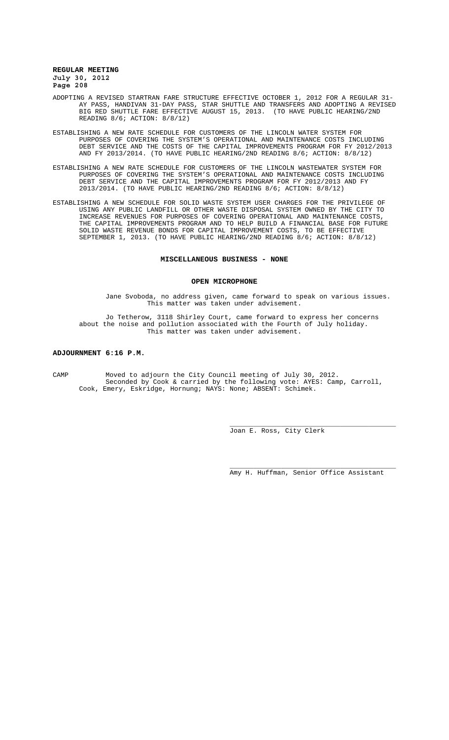**REGULAR MEETING**
**July 30, 2012**

ADOPTING A REVISED STARTRAN FARE STRUCTURE EFFECTIVE OCTOBER 1, 2012 FOR A REGULAR 31-AY PASS, HANDIVAN 31-DAY PASS, STAR SHUTTLE AND TRANSFERS AND ADOPTING A REVISED BIG RED SHUTTLE FARE EFFECTIVE AUGUST 15, 2013. (TO HAVE PUBLIC HEARING/2ND READING 8/6; ACTION: 8/8/12)

ESTABLISHING A NEW RATE SCHEDULE FOR CUSTOMERS OF THE LINCOLN WATER SYSTEM FOR PURPOSES OF COVERING THE SYSTEM'S OPERATIONAL AND MAINTENANCE COSTS INCLUDING DEBT SERVICE AND THE COSTS OF THE CAPITAL IMPROVEMENTS PROGRAM FOR FY 2012/2013 AND FY 2013/2014. (TO HAVE PUBLIC HEARING/2ND READING 8/6; ACTION: 8/8/12)

ESTABLISHING A NEW RATE SCHEDULE FOR CUSTOMERS OF THE LINCOLN WASTEWATER SYSTEM FOR PURPOSES OF COVERING THE SYSTEM'S OPERATIONAL AND MAINTENANCE COSTS INCLUDING DEBT SERVICE AND THE CAPITAL IMPROVEMENTS PROGRAM FOR FY 2012/2013 AND FY 2013/2014. (TO HAVE PUBLIC HEARING/2ND READING 8/6; ACTION: 8/8/12)

ESTABLISHING A NEW SCHEDULE FOR SOLID WASTE SYSTEM USER CHARGES FOR THE PRIVILEGE OF USING ANY PUBLIC LANDFILL OR OTHER WASTE DISPOSAL SYSTEM OWNED BY THE CITY TO INCREASE REVENUES FOR PURPOSES OF COVERING OPERATIONAL AND MAINTENANCE COSTS, THE CAPITAL IMPROVEMENTS PROGRAM AND TO HELP BUILD A FINANCIAL BASE FOR FUTURE SOLID WASTE REVENUE BONDS FOR CAPITAL IMPROVEMENT COSTS, TO BE EFFECTIVE SEPTEMBER 1, 2013. (TO HAVE PUBLIC HEARING/2ND READING 8/6; ACTION: 8/8/12)

**MISCELLANEOUS BUSINESS - NONE**

**OPEN MICROPHONE**

Jane Svoboda, no address given, came forward to speak on various issues. This matter was taken under advisement.

Jo Tetherow, 3118 Shirley Court, came forward to express her concerns about the noise and pollution associated with the Fourth of July holiday. This matter was taken under advisement.

**ADJOURNMENT 6:16 P.M.**

CAMP Moved to adjourn the City Council meeting of July 30, 2012. Seconded by Cook & carried by the following vote: AYES: Camp, Carroll, Cook, Emery, Eskridge, Hornung; NAYS: None; ABSENT: Schimek.

Joan E. Ross, City Clerk

Amy H. Huffman, Senior Office Assistant